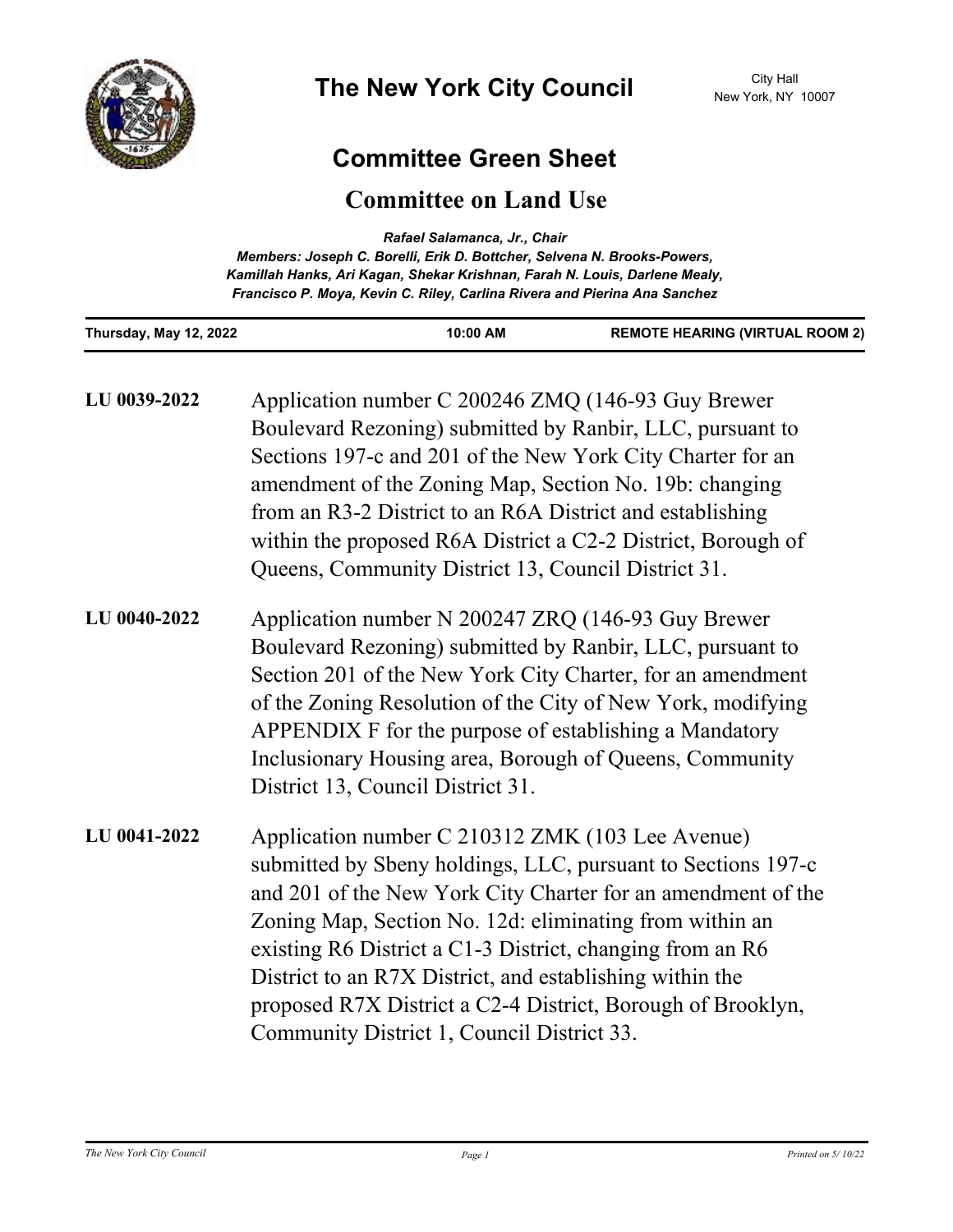# The New York City Council

City Hall
New York, NY 10007

## Committee Green Sheet

## Committee on Land Use

*Rafael Salamanca, Jr., Chair*
*Members: Joseph C. Borelli, Erik D. Bottcher, Selvena N. Brooks-Powers, Kamillah Hanks, Ari Kagan, Shekar Krishnan, Farah N. Louis, Darlene Mealy, Francisco P. Moya, Kevin C. Riley, Carlina Rivera and Pierina Ana Sanchez*

**Thursday, May 12, 2022** **10:00 AM** **REMOTE HEARING (VIRTUAL ROOM 2)**

**LU 0039-2022** Application number C 200246 ZMQ (146-93 Guy Brewer Boulevard Rezoning) submitted by Ranbir, LLC, pursuant to Sections 197-c and 201 of the New York City Charter for an amendment of the Zoning Map, Section No. 19b: changing from an R3-2 District to an R6A District and establishing within the proposed R6A District a C2-2 District, Borough of Queens, Community District 13, Council District 31.

**LU 0040-2022** Application number N 200247 ZRQ (146-93 Guy Brewer Boulevard Rezoning) submitted by Ranbir, LLC, pursuant to Section 201 of the New York City Charter, for an amendment of the Zoning Resolution of the City of New York, modifying APPENDIX F for the purpose of establishing a Mandatory Inclusionary Housing area, Borough of Queens, Community District 13, Council District 31.

**LU 0041-2022** Application number C 210312 ZMK (103 Lee Avenue) submitted by Sbeny holdings, LLC, pursuant to Sections 197-c and 201 of the New York City Charter for an amendment of the Zoning Map, Section No. 12d: eliminating from within an existing R6 District a C1-3 District, changing from an R6 District to an R7X District, and establishing within the proposed R7X District a C2-4 District, Borough of Brooklyn, Community District 1, Council District 33.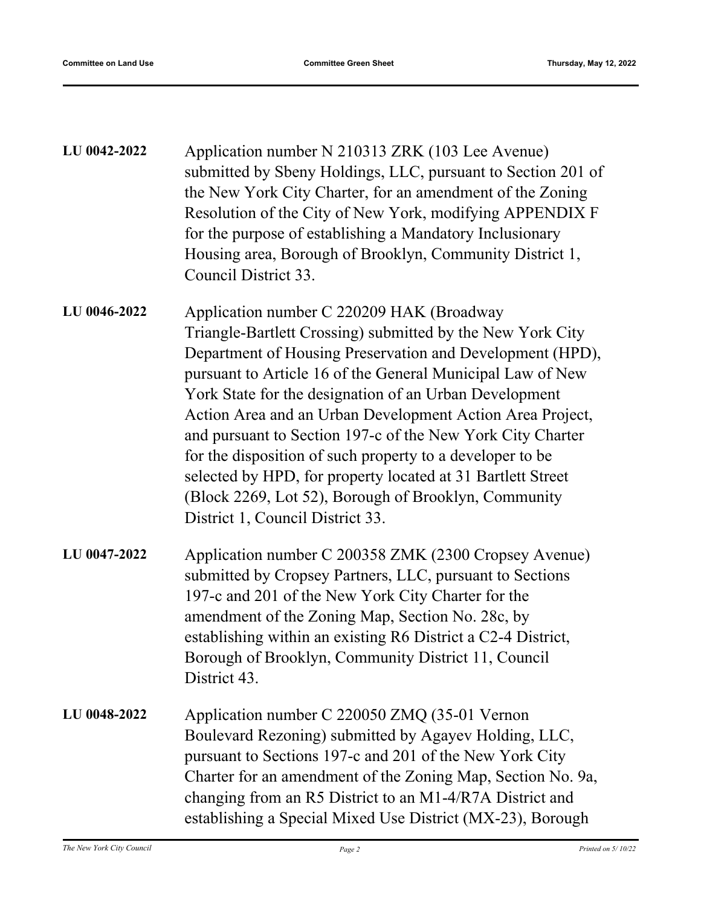**LU 0042-2022** Application number N 210313 ZRK (103 Lee Avenue) submitted by Sbeny Holdings, LLC, pursuant to Section 201 of the New York City Charter, for an amendment of the Zoning Resolution of the City of New York, modifying APPENDIX F for the purpose of establishing a Mandatory Inclusionary Housing area, Borough of Brooklyn, Community District 1, Council District 33.

**LU 0046-2022** Application number C 220209 HAK (Broadway Triangle-Bartlett Crossing) submitted by the New York City Department of Housing Preservation and Development (HPD), pursuant to Article 16 of the General Municipal Law of New York State for the designation of an Urban Development Action Area and an Urban Development Action Area Project, and pursuant to Section 197-c of the New York City Charter for the disposition of such property to a developer to be selected by HPD, for property located at 31 Bartlett Street (Block 2269, Lot 52), Borough of Brooklyn, Community District 1, Council District 33.

**LU 0047-2022** Application number C 200358 ZMK (2300 Cropsey Avenue) submitted by Cropsey Partners, LLC, pursuant to Sections 197-c and 201 of the New York City Charter for the amendment of the Zoning Map, Section No. 28c, by establishing within an existing R6 District a C2-4 District, Borough of Brooklyn, Community District 11, Council District 43.

**LU 0048-2022** Application number C 220050 ZMQ (35-01 Vernon Boulevard Rezoning) submitted by Agayev Holding, LLC, pursuant to Sections 197-c and 201 of the New York City Charter for an amendment of the Zoning Map, Section No. 9a, changing from an R5 District to an M1-4/R7A District and establishing a Special Mixed Use District (MX-23), Borough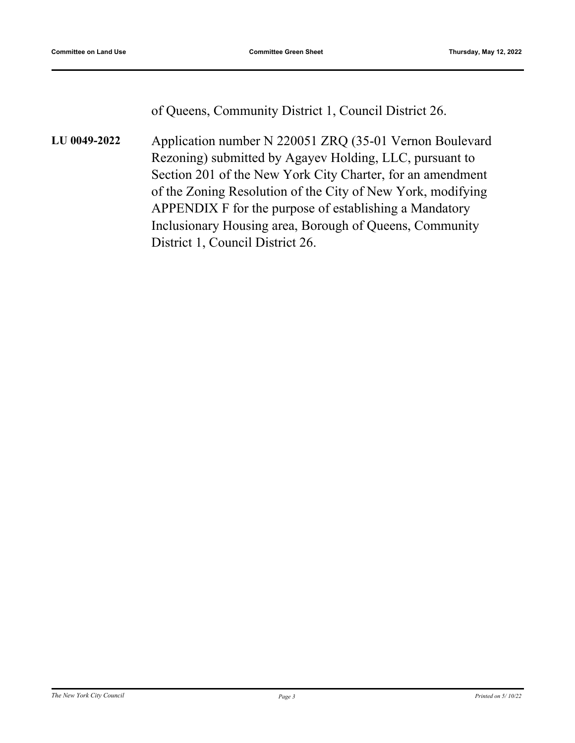of Queens, Community District 1, Council District 26.

**LU 0049-2022** Application number N 220051 ZRQ (35-01 Vernon Boulevard Rezoning) submitted by Agayev Holding, LLC, pursuant to Section 201 of the New York City Charter, for an amendment of the Zoning Resolution of the City of New York, modifying APPENDIX F for the purpose of establishing a Mandatory Inclusionary Housing area, Borough of Queens, Community District 1, Council District 26.